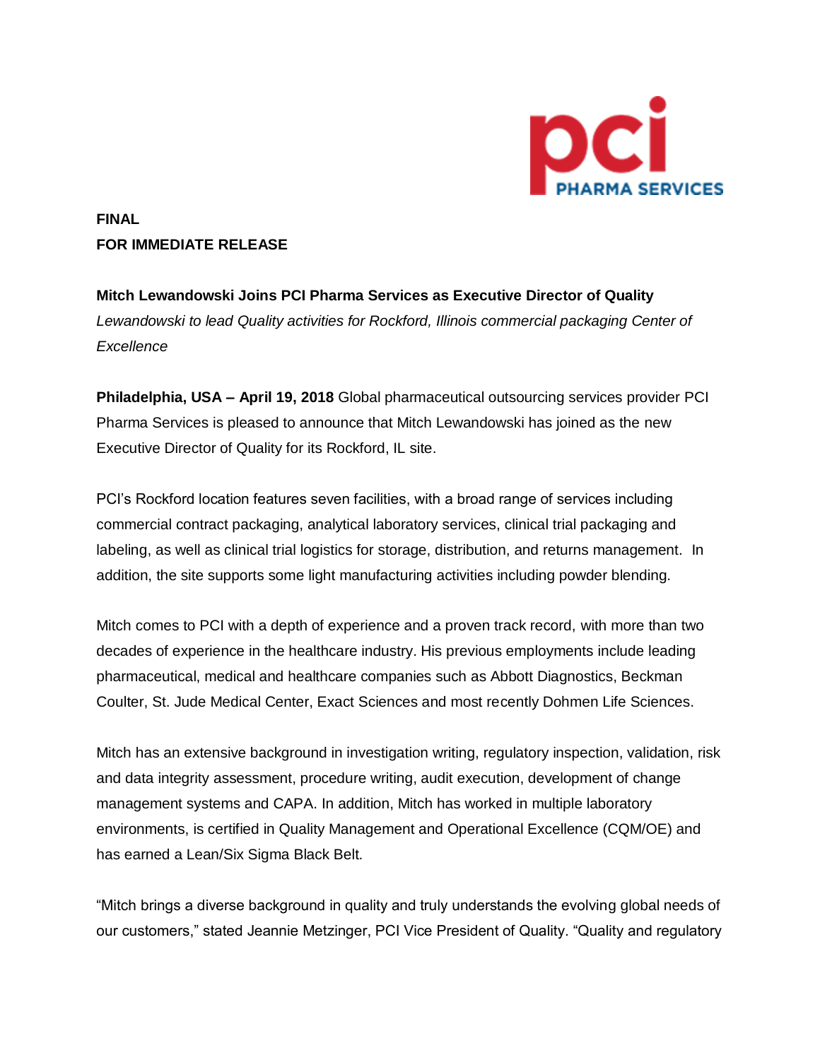**FINAL**
**FOR IMMEDIATE RELEASE**

**Mitch Lewandowski Joins PCI Pharma Services as Executive Director of Quality**
*Lewandowski to lead Quality activities for Rockford, Illinois commercial packaging Center of Excellence*

**Philadelphia, USA – April 19, 2018** Global pharmaceutical outsourcing services provider PCI Pharma Services is pleased to announce that Mitch Lewandowski has joined as the new Executive Director of Quality for its Rockford, IL site.

PCI's Rockford location features seven facilities, with a broad range of services including commercial contract packaging, analytical laboratory services, clinical trial packaging and labeling, as well as clinical trial logistics for storage, distribution, and returns management. In addition, the site supports some light manufacturing activities including powder blending.

Mitch comes to PCI with a depth of experience and a proven track record, with more than two decades of experience in the healthcare industry. His previous employments include leading pharmaceutical, medical and healthcare companies such as Abbott Diagnostics, Beckman Coulter, St. Jude Medical Center, Exact Sciences and most recently Dohmen Life Sciences.

Mitch has an extensive background in investigation writing, regulatory inspection, validation, risk and data integrity assessment, procedure writing, audit execution, development of change management systems and CAPA. In addition, Mitch has worked in multiple laboratory environments, is certified in Quality Management and Operational Excellence (CQM/OE) and has earned a Lean/Six Sigma Black Belt.

"Mitch brings a diverse background in quality and truly understands the evolving global needs of our customers," stated Jeannie Metzinger, PCI Vice President of Quality. "Quality and regulatory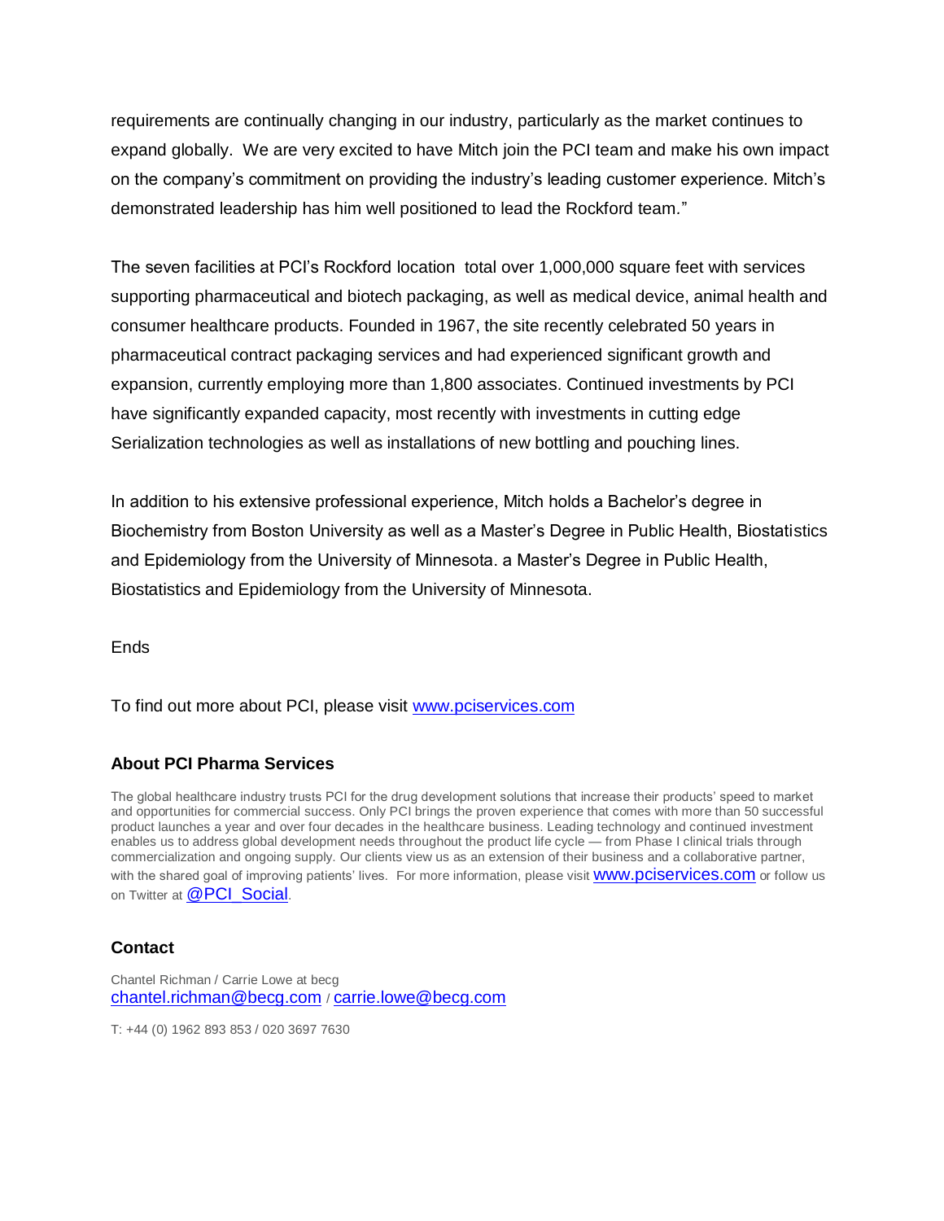requirements are continually changing in our industry, particularly as the market continues to expand globally.  We are very excited to have Mitch join the PCI team and make his own impact on the company's commitment on providing the industry's leading customer experience. Mitch's demonstrated leadership has him well positioned to lead the Rockford team."

The seven facilities at PCI's Rockford location  total over 1,000,000 square feet with services supporting pharmaceutical and biotech packaging, as well as medical device, animal health and consumer healthcare products. Founded in 1967, the site recently celebrated 50 years in pharmaceutical contract packaging services and had experienced significant growth and expansion, currently employing more than 1,800 associates. Continued investments by PCI have significantly expanded capacity, most recently with investments in cutting edge Serialization technologies as well as installations of new bottling and pouching lines.

In addition to his extensive professional experience, Mitch holds a Bachelor's degree in Biochemistry from Boston University as well as a Master's Degree in Public Health, Biostatistics and Epidemiology from the University of Minnesota. a Master's Degree in Public Health, Biostatistics and Epidemiology from the University of Minnesota.

Ends

To find out more about PCI, please visit www.pciservices.com

### About PCI Pharma Services

The global healthcare industry trusts PCI for the drug development solutions that increase their products' speed to market and opportunities for commercial success. Only PCI brings the proven experience that comes with more than 50 successful product launches a year and over four decades in the healthcare business. Leading technology and continued investment enables us to address global development needs throughout the product life cycle — from Phase I clinical trials through commercialization and ongoing supply. Our clients view us as an extension of their business and a collaborative partner, with the shared goal of improving patients' lives.  For more information, please visit www.pciservices.com or follow us on Twitter at @PCI_Social.

### Contact

Chantel Richman / Carrie Lowe at becg
chantel.richman@becg.com / carrie.lowe@becg.com

T: +44 (0) 1962 893 853 / 020 3697 7630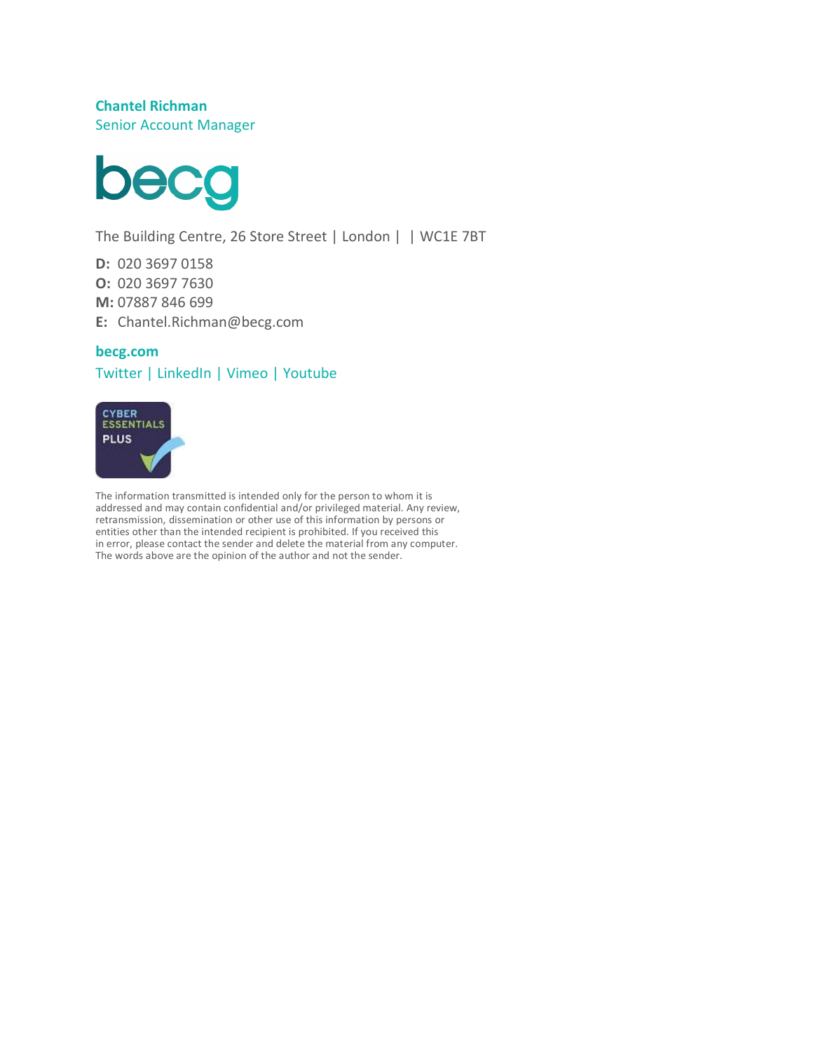**Chantel Richman**
Senior Account Manager

becg

The Building Centre, 26 Store Street | London | | WC1E 7BT

**D:** 020 3697 0158
**O:** 020 3697 7630
**M:** 07887 846 699
**E:** Chantel.Richman@becg.com

**becg.com**

Twitter | LinkedIn | Vimeo | Youtube

CYBER ESSENTIALS PLUS

The information transmitted is intended only for the person to whom it is addressed and may contain confidential and/or privileged material. Any review, retransmission, dissemination or other use of this information by persons or entities other than the intended recipient is prohibited. If you received this in error, please contact the sender and delete the material from any computer. The words above are the opinion of the author and not the sender.